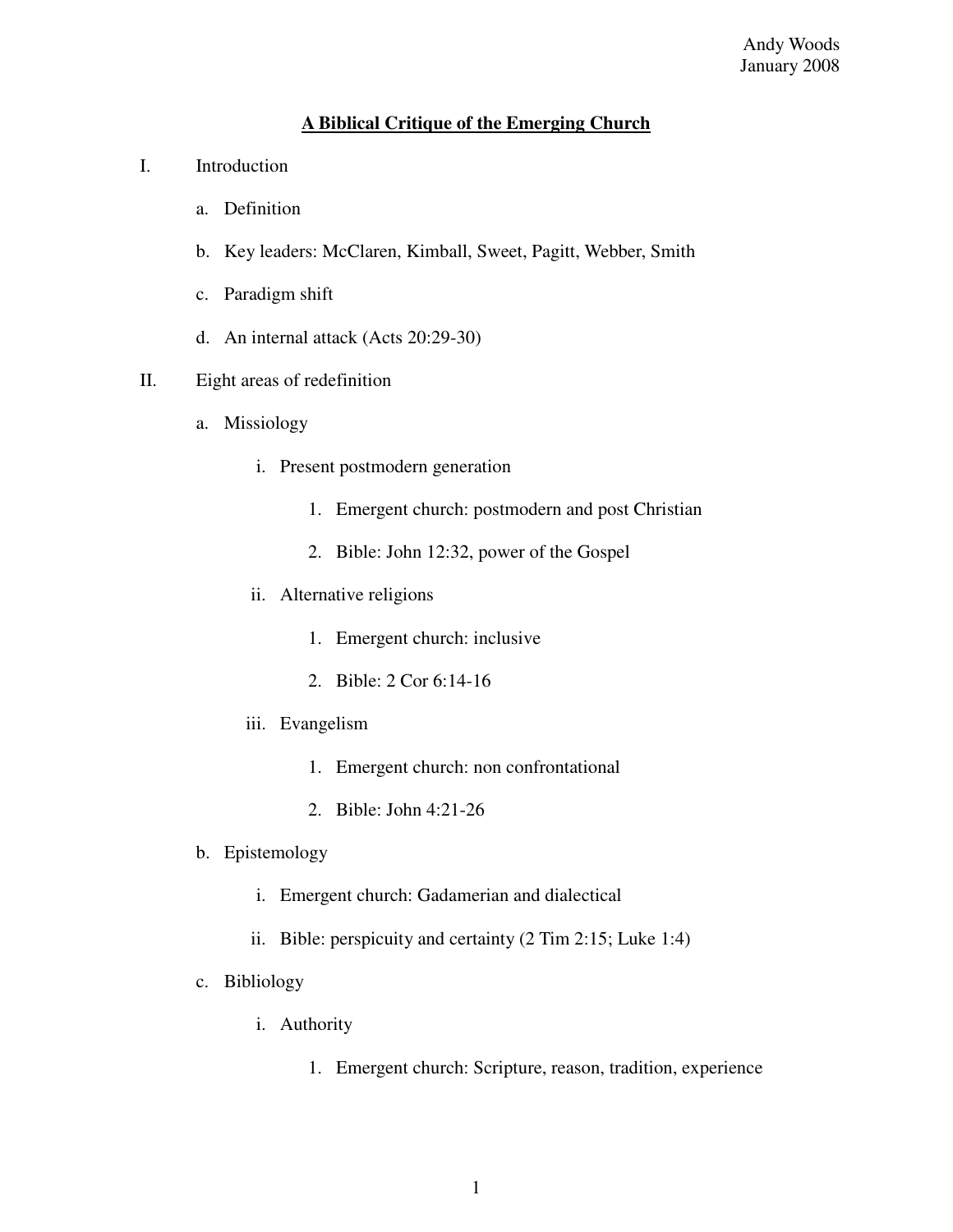Andy Woods
January 2008

# A Biblical Critique of the Emerging Church

I. Introduction

   a. Definition

   b. Key leaders: McClaren, Kimball, Sweet, Pagitt, Webber, Smith

   c. Paradigm shift

   d. An internal attack (Acts 20:29-30)

II. Eight areas of redefinition

   a. Missiology

      i. Present postmodern generation

         1. Emergent church: postmodern and post Christian

         2. Bible: John 12:32, power of the Gospel

      ii. Alternative religions

         1. Emergent church: inclusive

         2. Bible: 2 Cor 6:14-16

      iii. Evangelism

         1. Emergent church: non confrontational

         2. Bible: John 4:21-26

   b. Epistemology

      i. Emergent church: Gadamerian and dialectical

      ii. Bible: perspicuity and certainty (2 Tim 2:15; Luke 1:4)

   c. Bibliology

      i. Authority

         1. Emergent church: Scripture, reason, tradition, experience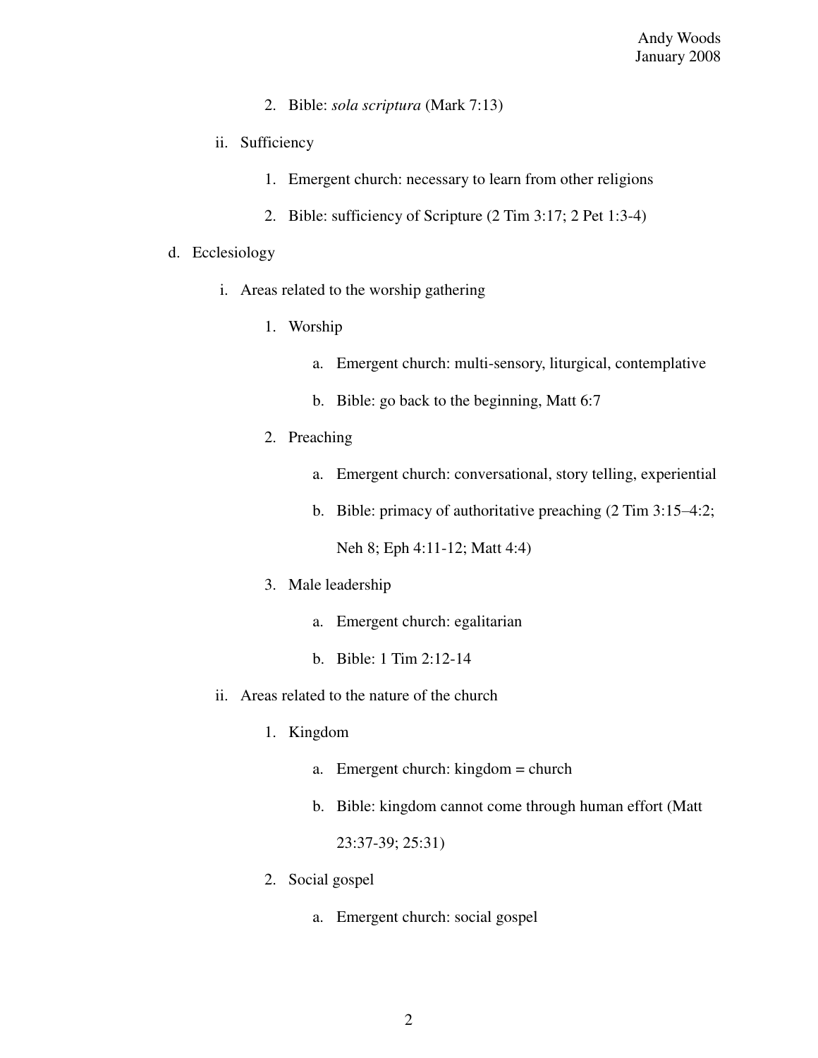2. Bible: *sola scriptura* (Mark 7:13)

ii. Sufficiency

1. Emergent church: necessary to learn from other religions
2. Bible: sufficiency of Scripture (2 Tim 3:17; 2 Pet 1:3-4)

d. Ecclesiology

i. Areas related to the worship gathering

1. Worship
   a. Emergent church: multi-sensory, liturgical, contemplative
   b. Bible: go back to the beginning, Matt 6:7
2. Preaching
   a. Emergent church: conversational, story telling, experiential
   b. Bible: primacy of authoritative preaching (2 Tim 3:15–4:2; Neh 8; Eph 4:11-12; Matt 4:4)
3. Male leadership
   a. Emergent church: egalitarian
   b. Bible: 1 Tim 2:12-14

ii. Areas related to the nature of the church

1. Kingdom
   a. Emergent church: kingdom = church
   b. Bible: kingdom cannot come through human effort (Matt 23:37-39; 25:31)
2. Social gospel
   a. Emergent church: social gospel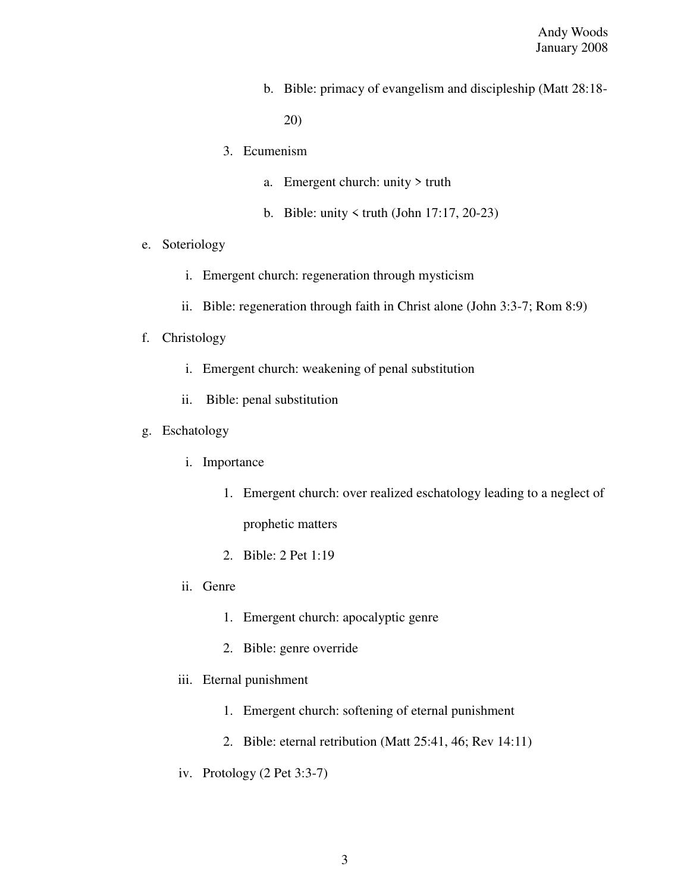b. Bible: primacy of evangelism and discipleship (Matt 28:18-20)

        3. Ecumenism

            a. Emergent church: unity > truth

            b. Bible: unity < truth (John 17:17, 20-23)

e. Soteriology

    i. Emergent church: regeneration through mysticism

    ii. Bible: regeneration through faith in Christ alone (John 3:3-7; Rom 8:9)

f. Christology

    i. Emergent church: weakening of penal substitution

    ii. Bible: penal substitution

g. Eschatology

    i. Importance

        1. Emergent church: over realized eschatology leading to a neglect of prophetic matters

        2. Bible: 2 Pet 1:19

    ii. Genre

        1. Emergent church: apocalyptic genre

        2. Bible: genre override

    iii. Eternal punishment

        1. Emergent church: softening of eternal punishment

        2. Bible: eternal retribution (Matt 25:41, 46; Rev 14:11)

    iv. Protology (2 Pet 3:3-7)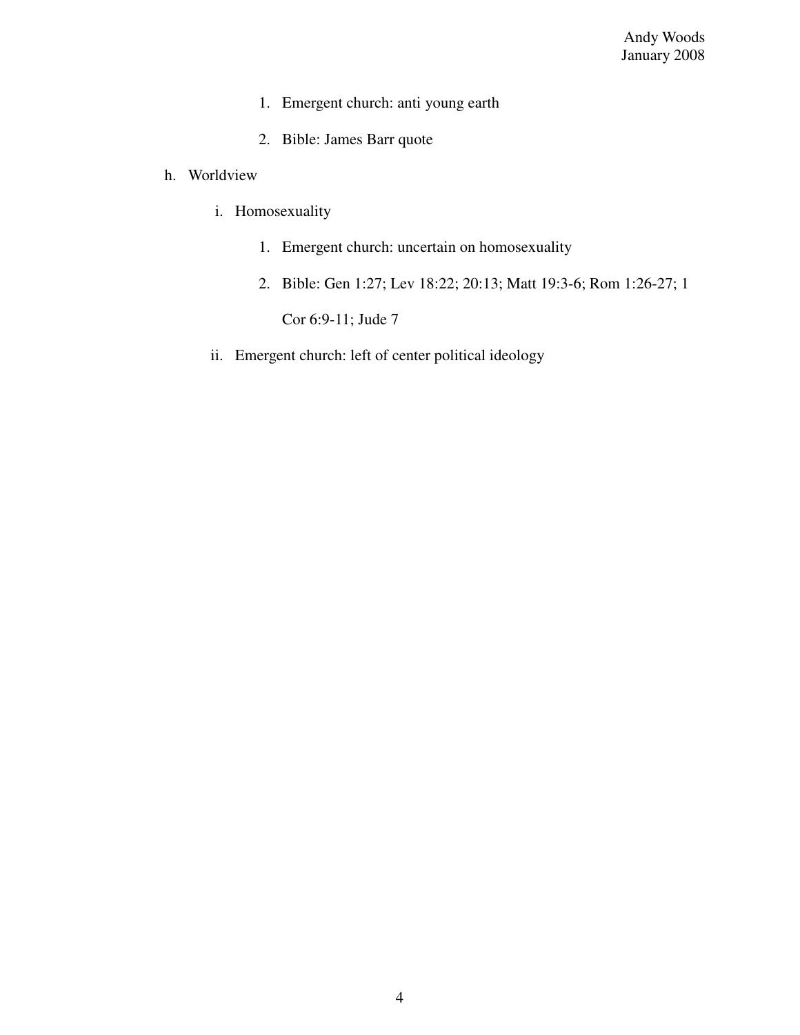1. Emergent church: anti young earth

2. Bible: James Barr quote

h. Worldview

   i. Homosexuality

      1. Emergent church: uncertain on homosexuality

      2. Bible: Gen 1:27; Lev 18:22; 20:13; Matt 19:3-6; Rom 1:26-27; 1 Cor 6:9-11; Jude 7

   ii. Emergent church: left of center political ideology